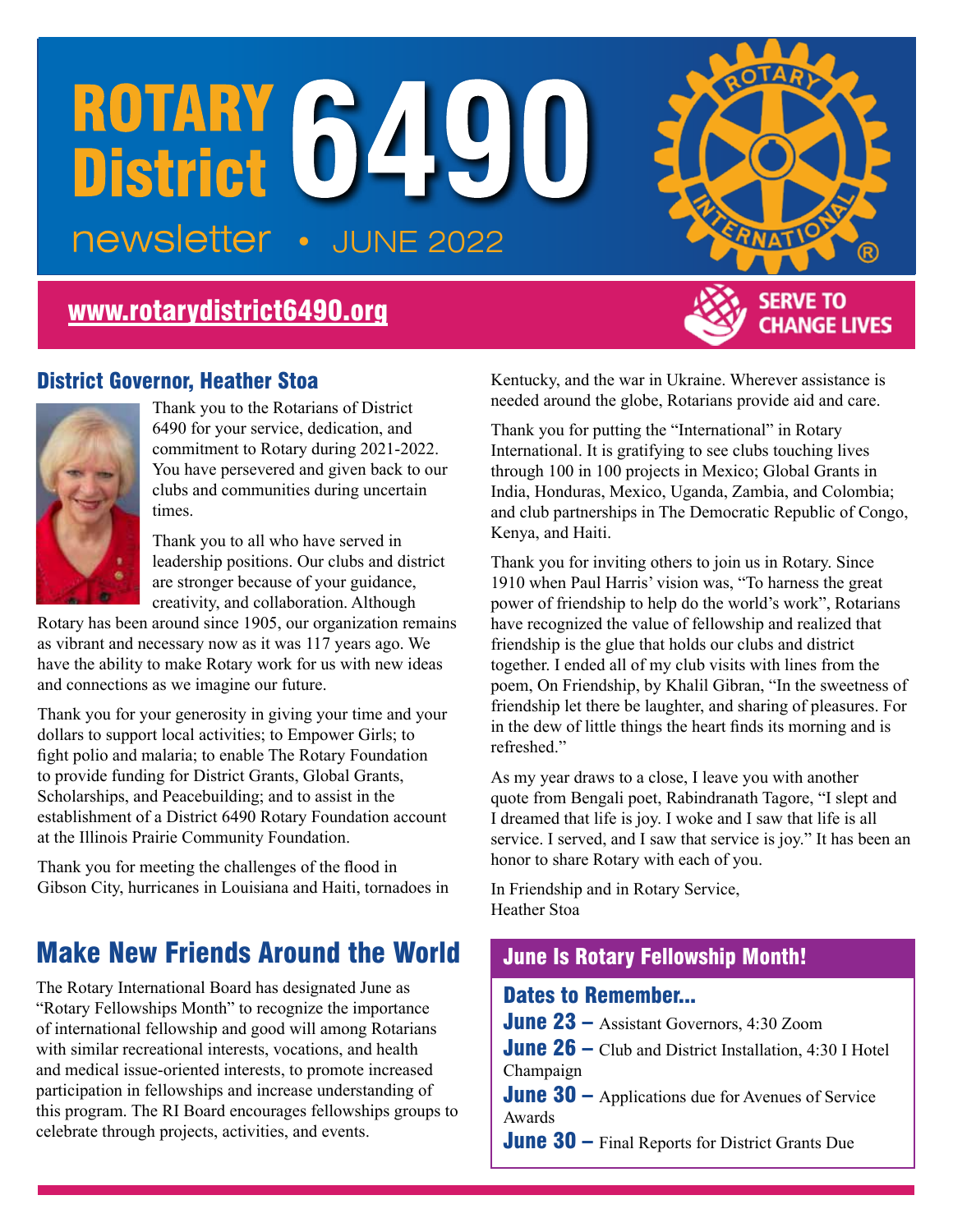# ROTARY District 6490

newsletter • JUNE 2022

www.rotarydistrict6490.org

SERVE TO CHANGE LIVES

## District Governor, Heather Stoa

Thank you to the Rotarians of District 6490 for your service, dedication, and commitment to Rotary during 2021-2022. You have persevered and given back to our clubs and communities during uncertain times.

Thank you to all who have served in leadership positions. Our clubs and district are stronger because of your guidance, creativity, and collaboration. Although Rotary has been around since 1905, our organization remains as vibrant and necessary now as it was 117 years ago. We have the ability to make Rotary work for us with new ideas and connections as we imagine our future.

Thank you for your generosity in giving your time and your dollars to support local activities; to Empower Girls; to fight polio and malaria; to enable The Rotary Foundation to provide funding for District Grants, Global Grants, Scholarships, and Peacebuilding; and to assist in the establishment of a District 6490 Rotary Foundation account at the Illinois Prairie Community Foundation.

Thank you for meeting the challenges of the flood in Gibson City, hurricanes in Louisiana and Haiti, tornadoes in Kentucky, and the war in Ukraine. Wherever assistance is needed around the globe, Rotarians provide aid and care.

Thank you for putting the "International" in Rotary International. It is gratifying to see clubs touching lives through 100 in 100 projects in Mexico; Global Grants in India, Honduras, Mexico, Uganda, Zambia, and Colombia; and club partnerships in The Democratic Republic of Congo, Kenya, and Haiti.

Thank you for inviting others to join us in Rotary. Since 1910 when Paul Harris' vision was, "To harness the great power of friendship to help do the world's work", Rotarians have recognized the value of fellowship and realized that friendship is the glue that holds our clubs and district together. I ended all of my club visits with lines from the poem, On Friendship, by Khalil Gibran, "In the sweetness of friendship let there be laughter, and sharing of pleasures. For in the dew of little things the heart finds its morning and is refreshed."

As my year draws to a close, I leave you with another quote from Bengali poet, Rabindranath Tagore, "I slept and I dreamed that life is joy. I woke and I saw that life is all service. I served, and I saw that service is joy." It has been an honor to share Rotary with each of you.

In Friendship and in Rotary Service,
Heather Stoa

## Make New Friends Around the World

The Rotary International Board has designated June as "Rotary Fellowships Month" to recognize the importance of international fellowship and good will among Rotarians with similar recreational interests, vocations, and health and medical issue-oriented interests, to promote increased participation in fellowships and increase understanding of this program. The RI Board encourages fellowships groups to celebrate through projects, activities, and events.

## June Is Rotary Fellowship Month!

### Dates to Remember...

**June 23 –** Assistant Governors, 4:30 Zoom

**June 26 –** Club and District Installation, 4:30 I Hotel Champaign

**June 30 –** Applications due for Avenues of Service Awards

**June 30 –** Final Reports for District Grants Due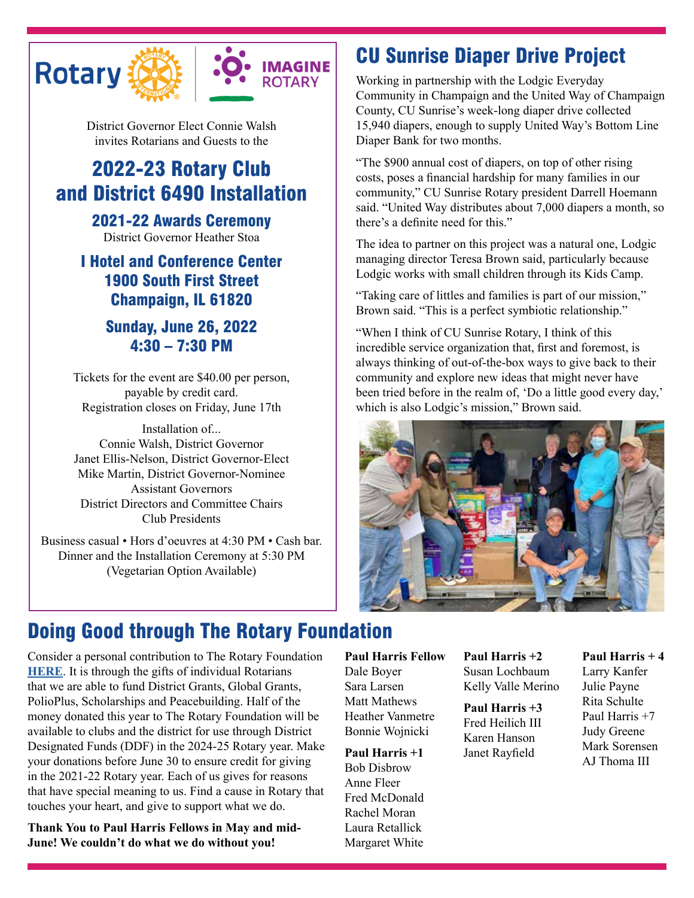Rotary | IMAGINE ROTARY

District Governor Elect Connie Walsh invites Rotarians and Guests to the

## 2022-23 Rotary Club and District 6490 Installation

### 2021-22 Awards Ceremony

District Governor Heather Stoa

### I Hotel and Conference Center
### 1900 South First Street
### Champaign, IL 61820

### Sunday, June 26, 2022
### 4:30 – 7:30 PM

Tickets for the event are $40.00 per person, payable by credit card.
Registration closes on Friday, June 17th

Installation of...
Connie Walsh, District Governor
Janet Ellis-Nelson, District Governor-Elect
Mike Martin, District Governor-Nominee
Assistant Governors
District Directors and Committee Chairs
Club Presidents

Business casual • Hors d'oeuvres at 4:30 PM • Cash bar.
Dinner and the Installation Ceremony at 5:30 PM
(Vegetarian Option Available)

## CU Sunrise Diaper Drive Project

Working in partnership with the Lodgic Everyday Community in Champaign and the United Way of Champaign County, CU Sunrise's week-long diaper drive collected 15,940 diapers, enough to supply United Way's Bottom Line Diaper Bank for two months.

"The $900 annual cost of diapers, on top of other rising costs, poses a financial hardship for many families in our community," CU Sunrise Rotary president Darrell Hoemann said. "United Way distributes about 7,000 diapers a month, so there's a definite need for this."

The idea to partner on this project was a natural one, Lodgic managing director Teresa Brown said, particularly because Lodgic works with small children through its Kids Camp.

"Taking care of littles and families is part of our mission," Brown said. "This is a perfect symbiotic relationship."

"When I think of CU Sunrise Rotary, I think of this incredible service organization that, first and foremost, is always thinking of out-of-the-box ways to give back to their community and explore new ideas that might never have been tried before in the realm of, 'Do a little good every day,' which is also Lodgic's mission," Brown said.

## Doing Good through The Rotary Foundation

Consider a personal contribution to The Rotary Foundation **HERE**. It is through the gifts of individual Rotarians that we are able to fund District Grants, Global Grants, PolioPlus, Scholarships and Peacebuilding. Half of the money donated this year to The Rotary Foundation will be available to clubs and the district for use through District Designated Funds (DDF) in the 2024-25 Rotary year. Make your donations before June 30 to ensure credit for giving in the 2021-22 Rotary year. Each of us gives for reasons that have special meaning to us. Find a cause in Rotary that touches your heart, and give to support what we do.

**Thank You to Paul Harris Fellows in May and mid-June! We couldn't do what we do without you!**

**Paul Harris Fellow**
Dale Boyer
Sara Larsen
Matt Mathews
Heather Vanmetre
Bonnie Wojnicki

**Paul Harris +1**
Bob Disbrow
Anne Fleer
Fred McDonald
Rachel Moran
Laura Retallick
Margaret White

**Paul Harris +2**
Susan Lochbaum
Kelly Valle Merino

**Paul Harris +3**
Fred Heilich III
Karen Hanson
Janet Rayfield

**Paul Harris + 4**
Larry Kanfer
Julie Payne
Rita Schulte
Paul Harris +7
Judy Greene
Mark Sorensen
AJ Thoma III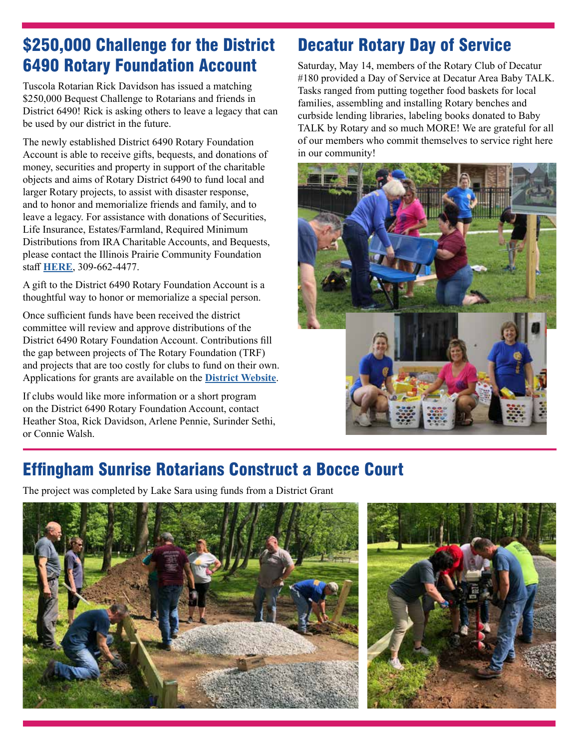## $250,000 Challenge for the District 6490 Rotary Foundation Account

Tuscola Rotarian Rick Davidson has issued a matching $250,000 Bequest Challenge to Rotarians and friends in District 6490! Rick is asking others to leave a legacy that can be used by our district in the future.

The newly established District 6490 Rotary Foundation Account is able to receive gifts, bequests, and donations of money, securities and property in support of the charitable objects and aims of Rotary District 6490 to fund local and larger Rotary projects, to assist with disaster response, and to honor and memorialize friends and family, and to leave a legacy. For assistance with donations of Securities, Life Insurance, Estates/Farmland, Required Minimum Distributions from IRA Charitable Accounts, and Bequests, please contact the Illinois Prairie Community Foundation staff **HERE**, 309-662-4477.

A gift to the District 6490 Rotary Foundation Account is a thoughtful way to honor or memorialize a special person.

Once sufficient funds have been received the district committee will review and approve distributions of the District 6490 Rotary Foundation Account. Contributions fill the gap between projects of The Rotary Foundation (TRF) and projects that are too costly for clubs to fund on their own. Applications for grants are available on the **District Website**.

If clubs would like more information or a short program on the District 6490 Rotary Foundation Account, contact Heather Stoa, Rick Davidson, Arlene Pennie, Surinder Sethi, or Connie Walsh.

## Decatur Rotary Day of Service

Saturday, May 14, members of the Rotary Club of Decatur #180 provided a Day of Service at Decatur Area Baby TALK. Tasks ranged from putting together food baskets for local families, assembling and installing Rotary benches and curbside lending libraries, labeling books donated to Baby TALK by Rotary and so much MORE! We are grateful for all of our members who commit themselves to service right here in our community!

## Effingham Sunrise Rotarians Construct a Bocce Court

The project was completed by Lake Sara using funds from a District Grant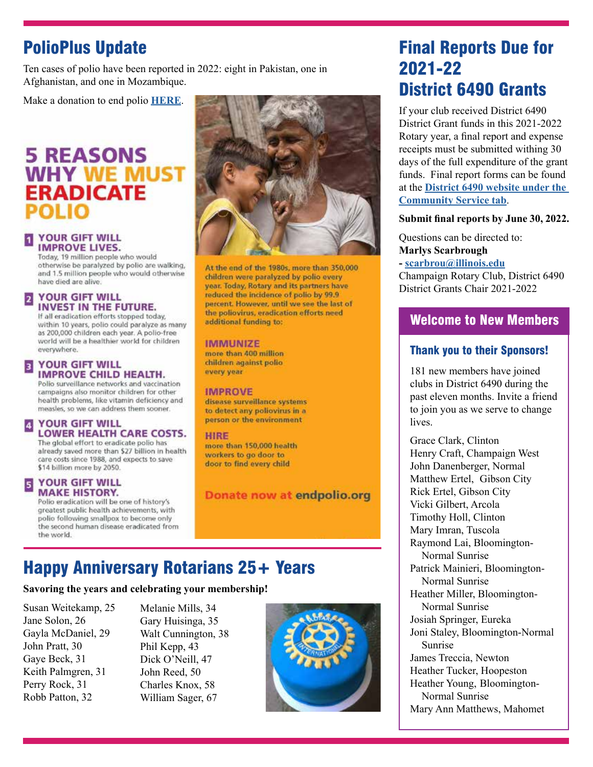## PolioPlus Update

Ten cases of polio have been reported in 2022: eight in Pakistan, one in Afghanistan, and one in Mozambique.

Make a donation to end polio **HERE**.

# 5 REASONS WHY WE MUST ERADICATE POLIO

**1 YOUR GIFT WILL IMPROVE LIVES.**
Today, 19 million people who would otherwise be paralyzed by polio are walking, and 1.5 million people who would otherwise have died are alive.

**2 YOUR GIFT WILL INVEST IN THE FUTURE.**
If all eradication efforts stopped today, within 10 years, polio could paralyze as many as 200,000 children each year. A polio-free world will be a healthier world for children everywhere.

**3 YOUR GIFT WILL IMPROVE CHILD HEALTH.**
Polio surveillance networks and vaccination campaigns also monitor children for other health problems, like vitamin deficiency and measles, so we can address them sooner.

**4 YOUR GIFT WILL LOWER HEALTH CARE COSTS.**
The global effort to eradicate polio has already saved more than $27 billion in health care costs since 1988, and expects to save $14 billion more by 2050.

**5 YOUR GIFT WILL MAKE HISTORY.**
Polio eradication will be one of history's greatest public health achievements, with polio following smallpox to become only the second human disease eradicated from the world.

At the end of the 1980s, more than 350,000 children were paralyzed by polio every year. Today, Rotary and its partners have reduced the incidence of polio by 99.9 percent. However, until we see the last of the poliovirus, eradication efforts need additional funding to:

**IMMUNIZE**
more than 400 million children against polio every year

**IMPROVE**
disease surveillance systems to detect any poliovirus in a person or the environment

**HIRE**
more than 150,000 health workers to go door to door to find every child

**Donate now at endpolio.org**

## Happy Anniversary Rotarians 25+ Years

**Savoring the years and celebrating your membership!**

Susan Weitekamp, 25
Jane Solon, 26
Gayla McDaniel, 29
John Pratt, 30
Gaye Beck, 31
Keith Palmgren, 31
Perry Rock, 31
Robb Patton, 32
Melanie Mills, 34
Gary Huisinga, 35
Walt Cunnington, 38
Phil Kepp, 43
Dick O'Neill, 47
John Reed, 50
Charles Knox, 58
William Sager, 67

## Final Reports Due for 2021-22 District 6490 Grants

If your club received District 6490 District Grant funds in this 2021-2022 Rotary year, a final report and expense receipts must be submitted withing 30 days of the full expenditure of the grant funds. Final report forms can be found at the **District 6490 website under the Community Service tab**.

**Submit final reports by June 30, 2022.**

Questions can be directed to:
**Marlys Scarbrough**
**- scarbrou@illinois.edu**
Champaign Rotary Club, District 6490 District Grants Chair 2021-2022

## Welcome to New Members

### Thank you to their Sponsors!

181 new members have joined clubs in District 6490 during the past eleven months. Invite a friend to join you as we serve to change lives.

Grace Clark, Clinton
Henry Craft, Champaign West
John Danenberger, Normal
Matthew Ertel, Gibson City
Rick Ertel, Gibson City
Vicki Gilbert, Arcola
Timothy Holl, Clinton
Mary Imran, Tuscola
Raymond Lai, Bloomington-Normal Sunrise
Patrick Mainieri, Bloomington-Normal Sunrise
Heather Miller, Bloomington-Normal Sunrise
Josiah Springer, Eureka
Joni Staley, Bloomington-Normal Sunrise
James Treccia, Newton
Heather Tucker, Hoopeston
Heather Young, Bloomington-Normal Sunrise
Mary Ann Matthews, Mahomet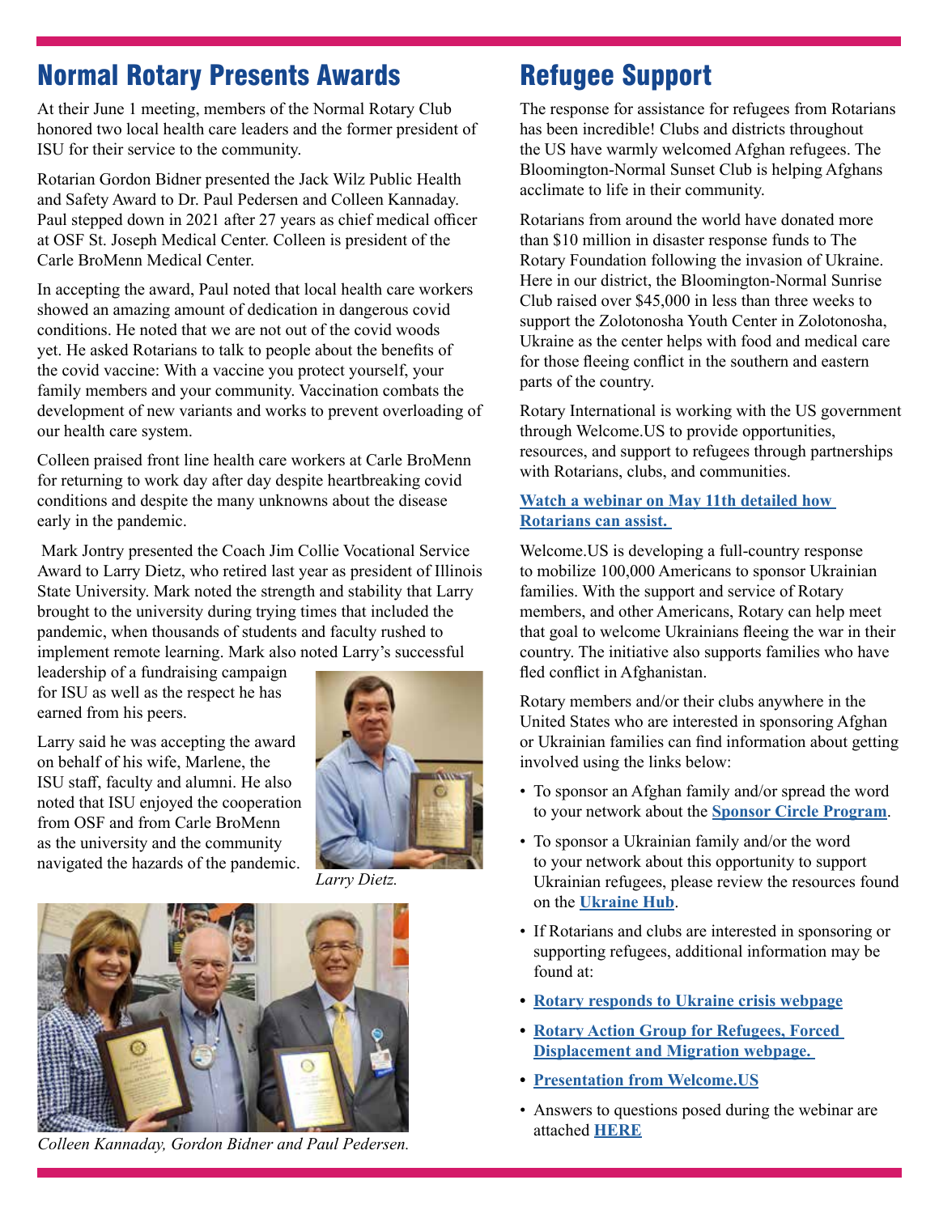## Normal Rotary Presents Awards

At their June 1 meeting, members of the Normal Rotary Club honored two local health care leaders and the former president of ISU for their service to the community.

Rotarian Gordon Bidner presented the Jack Wilz Public Health and Safety Award to Dr. Paul Pedersen and Colleen Kannaday. Paul stepped down in 2021 after 27 years as chief medical officer at OSF St. Joseph Medical Center. Colleen is president of the Carle BroMenn Medical Center.

In accepting the award, Paul noted that local health care workers showed an amazing amount of dedication in dangerous covid conditions. He noted that we are not out of the covid woods yet. He asked Rotarians to talk to people about the benefits of the covid vaccine: With a vaccine you protect yourself, your family members and your community. Vaccination combats the development of new variants and works to prevent overloading of our health care system.

Colleen praised front line health care workers at Carle BroMenn for returning to work day after day despite heartbreaking covid conditions and despite the many unknowns about the disease early in the pandemic.

Mark Jontry presented the Coach Jim Collie Vocational Service Award to Larry Dietz, who retired last year as president of Illinois State University. Mark noted the strength and stability that Larry brought to the university during trying times that included the pandemic, when thousands of students and faculty rushed to implement remote learning. Mark also noted Larry's successful leadership of a fundraising campaign for ISU as well as the respect he has earned from his peers.

Larry said he was accepting the award on behalf of his wife, Marlene, the ISU staff, faculty and alumni. He also noted that ISU enjoyed the cooperation from OSF and from Carle BroMenn as the university and the community navigated the hazards of the pandemic.

*Larry Dietz.*

*Colleen Kannaday, Gordon Bidner and Paul Pedersen.*

## Refugee Support

The response for assistance for refugees from Rotarians has been incredible! Clubs and districts throughout the US have warmly welcomed Afghan refugees. The Bloomington-Normal Sunset Club is helping Afghans acclimate to life in their community.

Rotarians from around the world have donated more than $10 million in disaster response funds to The Rotary Foundation following the invasion of Ukraine. Here in our district, the Bloomington-Normal Sunrise Club raised over $45,000 in less than three weeks to support the Zolotonosha Youth Center in Zolotonosha, Ukraine as the center helps with food and medical care for those fleeing conflict in the southern and eastern parts of the country.

Rotary International is working with the US government through Welcome.US to provide opportunities, resources, and support to refugees through partnerships with Rotarians, clubs, and communities.

**Watch a webinar on May 11th detailed how Rotarians can assist.**

Welcome.US is developing a full-country response to mobilize 100,000 Americans to sponsor Ukrainian families. With the support and service of Rotary members, and other Americans, Rotary can help meet that goal to welcome Ukrainians fleeing the war in their country. The initiative also supports families who have fled conflict in Afghanistan.

Rotary members and/or their clubs anywhere in the United States who are interested in sponsoring Afghan or Ukrainian families can find information about getting involved using the links below:

- To sponsor an Afghan family and/or spread the word to your network about the **Sponsor Circle Program**.
- To sponsor a Ukrainian family and/or the word to your network about this opportunity to support Ukrainian refugees, please review the resources found on the **Ukraine Hub**.
- If Rotarians and clubs are interested in sponsoring or supporting refugees, additional information may be found at:
- **Rotary responds to Ukraine crisis webpage**
- **Rotary Action Group for Refugees, Forced Displacement and Migration webpage.**
- **Presentation from Welcome.US**
- Answers to questions posed during the webinar are attached **HERE**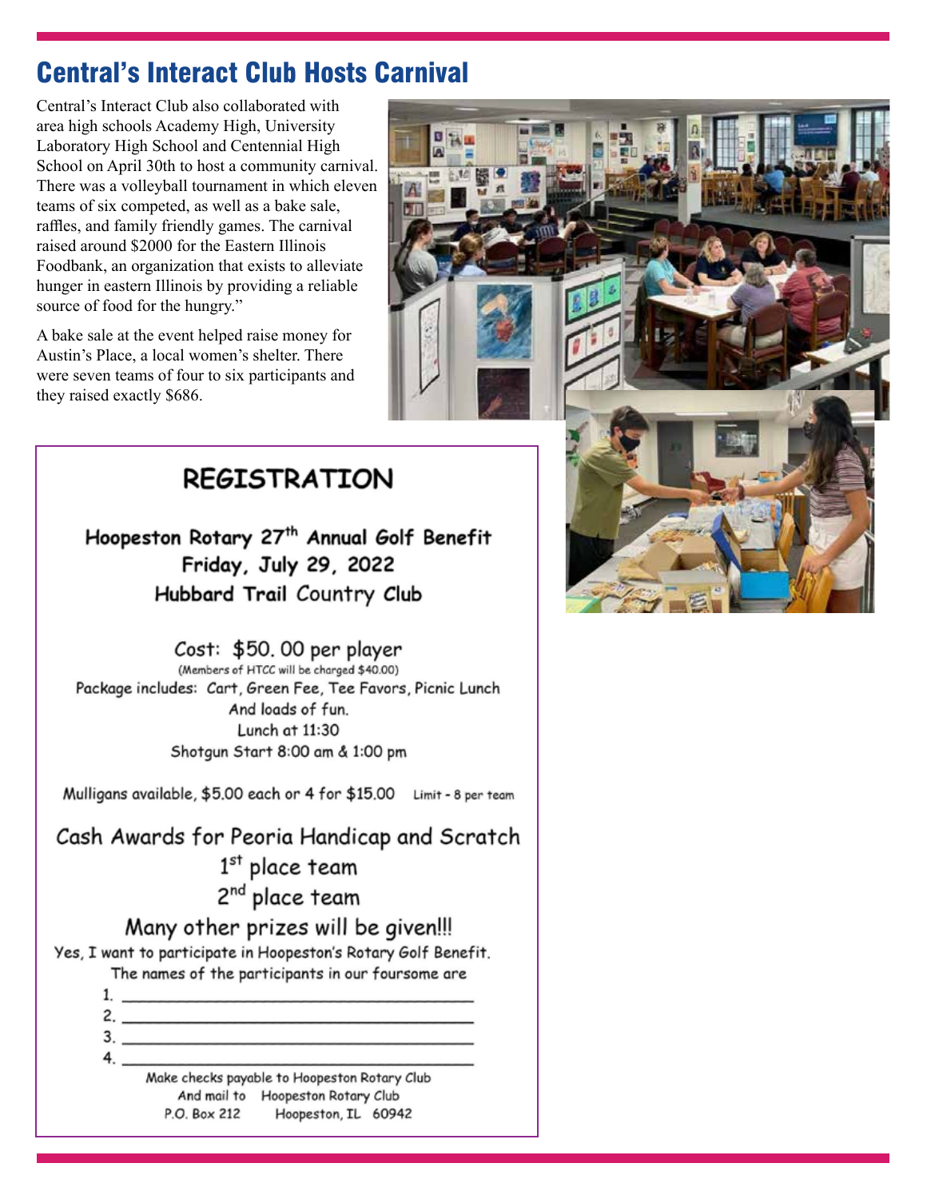# Central's Interact Club Hosts Carnival

Central's Interact Club also collaborated with area high schools Academy High, University Laboratory High School and Centennial High School on April 30th to host a community carnival. There was a volleyball tournament in which eleven teams of six competed, as well as a bake sale, raffles, and family friendly games. The carnival raised around $2000 for the Eastern Illinois Foodbank, an organization that exists to alleviate hunger in eastern Illinois by providing a reliable source of food for the hungry."

A bake sale at the event helped raise money for Austin's Place, a local women's shelter. There were seven teams of four to six participants and they raised exactly $686.

## REGISTRATION

**Hoopeston Rotary 27th Annual Golf Benefit**
**Friday, July 29, 2022**
**Hubbard Trail Country Club**

Cost: $50. 00 per player
(Members of HTCC will be charged $40.00)
Package includes: Cart, Green Fee, Tee Favors, Picnic Lunch
And loads of fun.
Lunch at 11:30
Shotgun Start 8:00 am & 1:00 pm

Mulligans available, $5.00 each or 4 for $15.00 Limit - 8 per team

Cash Awards for Peoria Handicap and Scratch
1st place team
2nd place team
Many other prizes will be given!!!

Yes, I want to participate in Hoopeston's Rotary Golf Benefit.
The names of the participants in our foursome are

1. ______________________________
2. ______________________________
3. ______________________________
4. ______________________________

Make checks payable to Hoopeston Rotary Club
And mail to Hoopeston Rotary Club
P.O. Box 212 Hoopeston, IL 60942